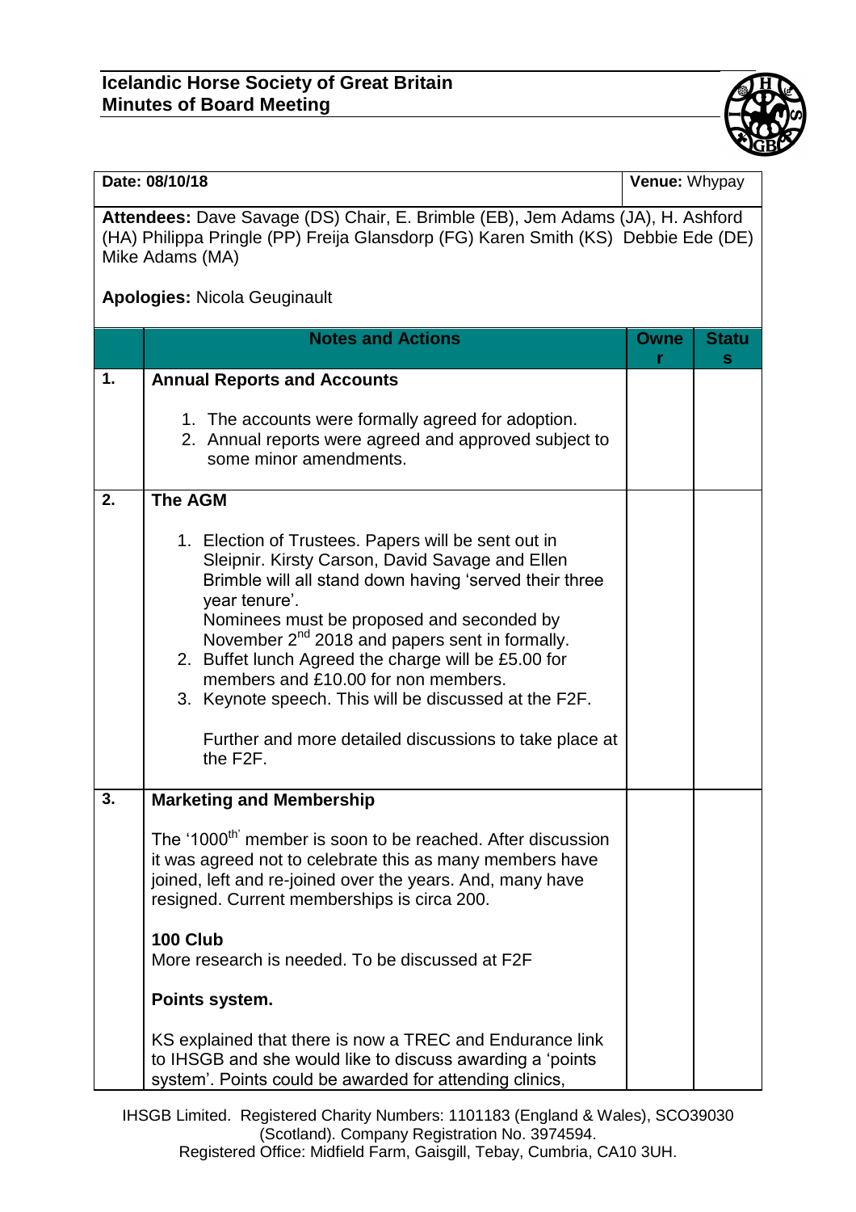**Icelandic Horse Society of Great Britain**
**Minutes of Board Meeting**

| **Date:** 08/10/18 | **Venue:** Whypay |
|---|---|

**Attendees:** Dave Savage (DS) Chair, E. Brimble (EB), Jem Adams (JA), H. Ashford (HA) Philippa Pringle (PP) Freija Glansdorp (FG) Karen Smith (KS) Debbie Ede (DE) Mike Adams (MA)

**Apologies:** Nicola Geuginault

| | **Notes and Actions** | **Owner** | **Status** |
|---|---|---|---|
| **1.** | **Annual Reports and Accounts**<br><br>1. The accounts were formally agreed for adoption.<br>2. Annual reports were agreed and approved subject to some minor amendments. | | |
| **2.** | **The AGM**<br><br>1. Election of Trustees. Papers will be sent out in Sleipnir. Kirsty Carson, David Savage and Ellen Brimble will all stand down having 'served their three year tenure'.<br>Nominees must be proposed and seconded by November 2nd 2018 and papers sent in formally.<br>2. Buffet lunch Agreed the charge will be £5.00 for members and £10.00 for non members.<br>3. Keynote speech. This will be discussed at the F2F.<br><br>Further and more detailed discussions to take place at the F2F. | | |
| **3.** | **Marketing and Membership**<br><br>The '1000th' member is soon to be reached. After discussion it was agreed not to celebrate this as many members have joined, left and re-joined over the years. And, many have resigned. Current memberships is circa 200.<br><br>**100 Club**<br>More research is needed. To be discussed at F2F<br><br>**Points system.**<br><br>KS explained that there is now a TREC and Endurance link to IHSGB and she would like to discuss awarding a 'points system'. Points could be awarded for attending clinics, | | |

IHSGB Limited. Registered Charity Numbers: 1101183 (England & Wales), SCO39030 (Scotland). Company Registration No. 3974594.
Registered Office: Midfield Farm, Gaisgill, Tebay, Cumbria, CA10 3UH.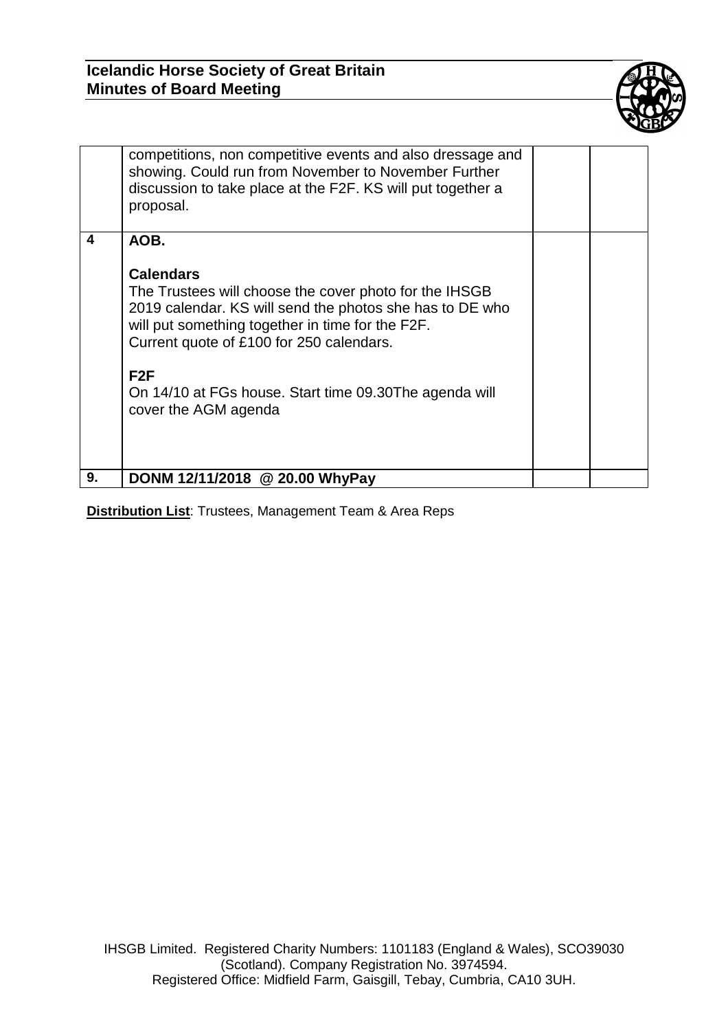| | | | |
|---|---|---|---|
| | competitions, non competitive events and also dressage and showing. Could run from November to November Further discussion to take place at the F2F. KS will put together a proposal. | | |
| **4** | **AOB.**<br><br>**Calendars**<br>The Trustees will choose the cover photo for the IHSGB 2019 calendar. KS will send the photos she has to DE who will put something together in time for the F2F.<br>Current quote of £100 for 250 calendars.<br><br>**F2F**<br>On 14/10 at FGs house. Start time 09.30The agenda will cover the AGM agenda | | |
| **9.** | **DONM 12/11/2018 @ 20.00 WhyPay** | | |

**Distribution List**: Trustees, Management Team & Area Reps

IHSGB Limited. Registered Charity Numbers: 1101183 (England & Wales), SCO39030 (Scotland). Company Registration No. 3974594.
Registered Office: Midfield Farm, Gaisgill, Tebay, Cumbria, CA10 3UH.